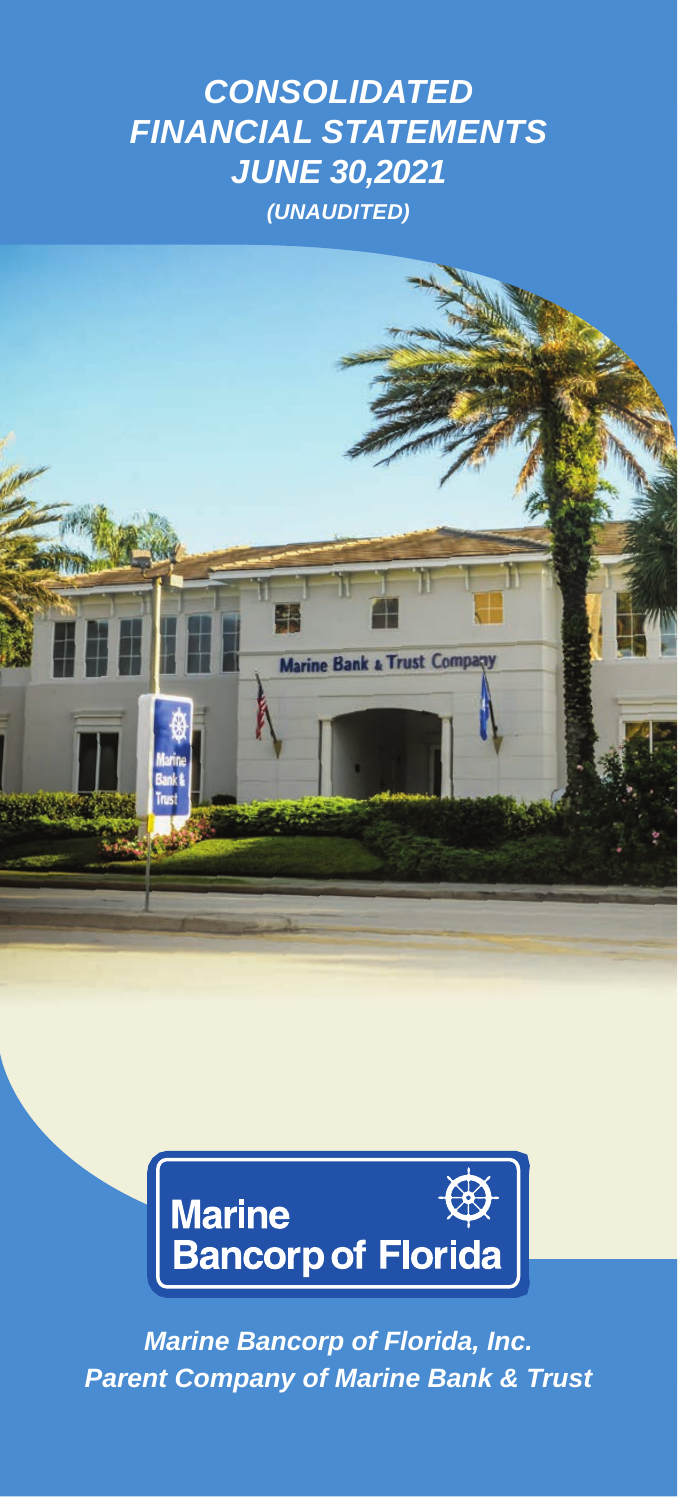# CONSOLIDATED FINANCIAL STATEMENTS JUNE 30,2021

***(UNAUDITED)***

**Marine Bancorp of Florida**

***Marine Bancorp of Florida, Inc.***
***Parent Company of Marine Bank & Trust***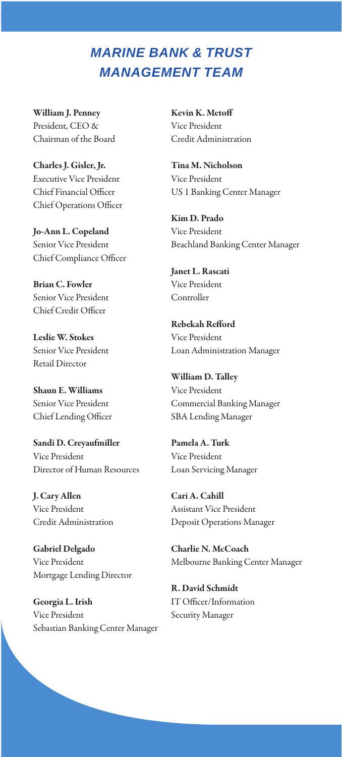# MARINE BANK & TRUST MANAGEMENT TEAM

**William J. Penney**
President, CEO &
Chairman of the Board

**Charles J. Gisler, Jr.**
Executive Vice President
Chief Financial Officer
Chief Operations Officer

**Jo-Ann L. Copeland**
Senior Vice President
Chief Compliance Officer

**Brian C. Fowler**
Senior Vice President
Chief Credit Officer

**Leslie W. Stokes**
Senior Vice President
Retail Director

**Shaun E. Williams**
Senior Vice President
Chief Lending Officer

**Sandi D. Creyaufmiller**
Vice President
Director of Human Resources

**J. Cary Allen**
Vice President
Credit Administration

**Gabriel Delgado**
Vice President
Mortgage Lending Director

**Georgia L. Irish**
Vice President
Sebastian Banking Center Manager

**Kevin K. Metoff**
Vice President
Credit Administration

**Tina M. Nicholson**
Vice President
US 1 Banking Center Manager

**Kim D. Prado**
Vice President
Beachland Banking Center Manager

**Janet L. Rascati**
Vice President
Controller

**Rebekah Refford**
Vice President
Loan Administration Manager

**William D. Talley**
Vice President
Commercial Banking Manager
SBA Lending Manager

**Pamela A. Turk**
Vice President
Loan Servicing Manager

**Cari A. Cahill**
Assistant Vice President
Deposit Operations Manager

**Charlie N. McCoach**
Melbourne Banking Center Manager

**R. David Schmidt**
IT Officer/Information
Security Manager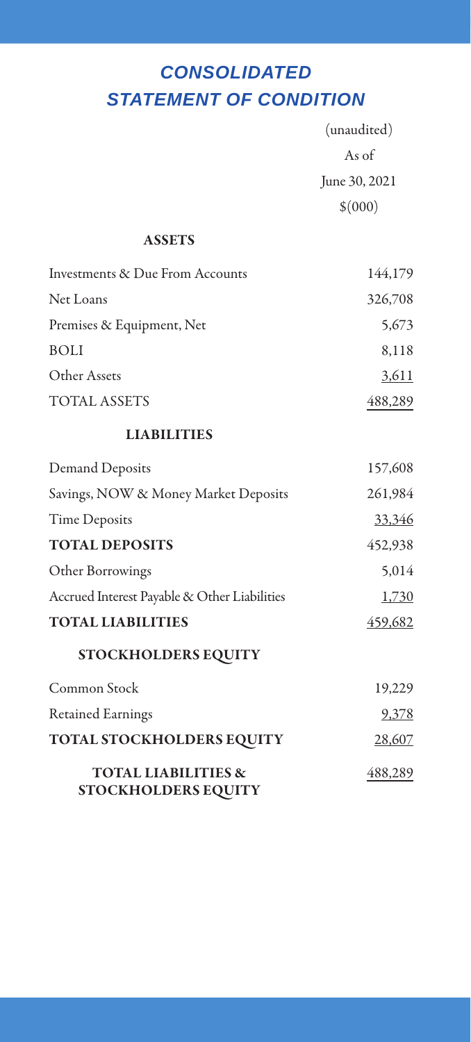# *CONSOLIDATED STATEMENT OF CONDITION*

| | (unaudited)<br>As of<br>June 30, 2021<br>$(000) |
|---|---|
| **ASSETS** | |
| Investments & Due From Accounts | 144,179 |
| Net Loans | 326,708 |
| Premises & Equipment, Net | 5,673 |
| BOLI | 8,118 |
| Other Assets | 3,611 |
| TOTAL ASSETS | 488,289 |
| **LIABILITIES** | |
| Demand Deposits | 157,608 |
| Savings, NOW & Money Market Deposits | 261,984 |
| Time Deposits | 33,346 |
| **TOTAL DEPOSITS** | 452,938 |
| Other Borrowings | 5,014 |
| Accrued Interest Payable & Other Liabilities | 1,730 |
| **TOTAL LIABILITIES** | 459,682 |
| **STOCKHOLDERS EQUITY** | |
| Common Stock | 19,229 |
| Retained Earnings | 9,378 |
| **TOTAL STOCKHOLDERS EQUITY** | 28,607 |
| **TOTAL LIABILITIES & STOCKHOLDERS EQUITY** | 488,289 |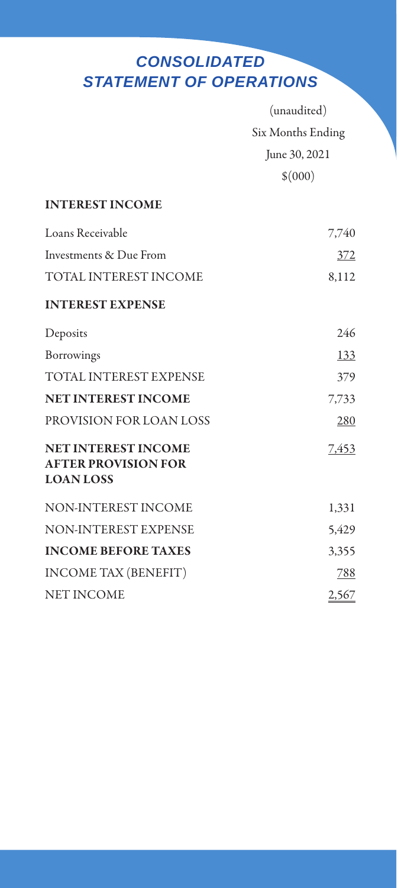# *CONSOLIDATED STATEMENT OF OPERATIONS*

| | (unaudited) Six Months Ending June 30, 2021 $(000) |
|---|---|
| **INTEREST INCOME** | |
| Loans Receivable | 7,740 |
| Investments & Due From | 372 |
| TOTAL INTEREST INCOME | 8,112 |
| **INTEREST EXPENSE** | |
| Deposits | 246 |
| Borrowings | 133 |
| TOTAL INTEREST EXPENSE | 379 |
| **NET INTEREST INCOME** | 7,733 |
| PROVISION FOR LOAN LOSS | 280 |
| **NET INTEREST INCOME AFTER PROVISION FOR LOAN LOSS** | 7,453 |
| NON-INTEREST INCOME | 1,331 |
| NON-INTEREST EXPENSE | 5,429 |
| **INCOME BEFORE TAXES** | 3,355 |
| INCOME TAX (BENEFIT) | 788 |
| NET INCOME | 2,567 |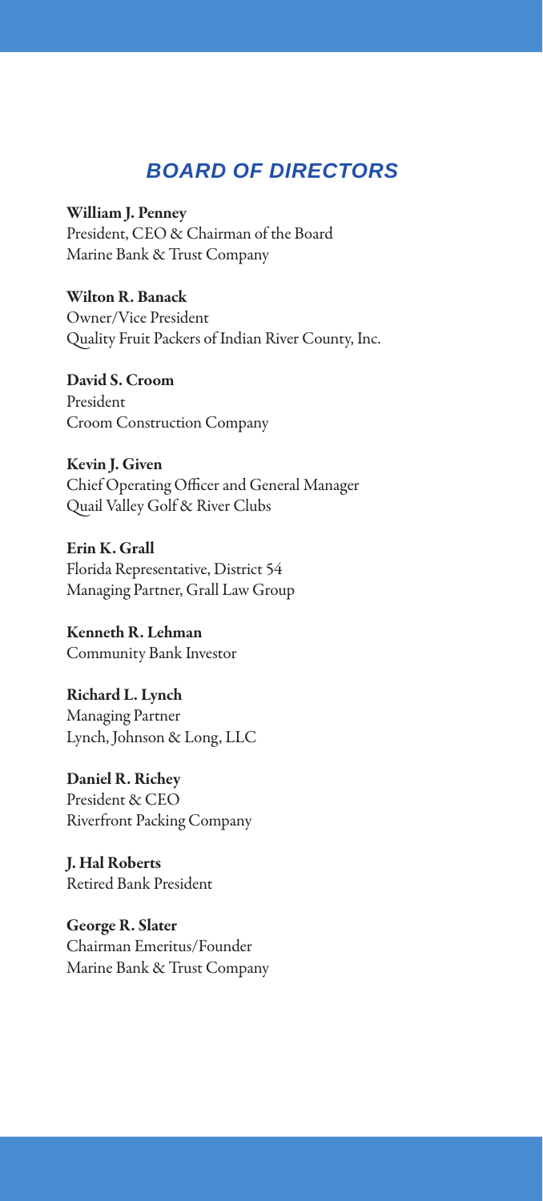## *BOARD OF DIRECTORS*

**William J. Penney**
President, CEO & Chairman of the Board
Marine Bank & Trust Company

**Wilton R. Banack**
Owner/Vice President
Quality Fruit Packers of Indian River County, Inc.

**David S. Croom**
President
Croom Construction Company

**Kevin J. Given**
Chief Operating Officer and General Manager
Quail Valley Golf & River Clubs

**Erin K. Grall**
Florida Representative, District 54
Managing Partner, Grall Law Group

**Kenneth R. Lehman**
Community Bank Investor

**Richard L. Lynch**
Managing Partner
Lynch, Johnson & Long, LLC

**Daniel R. Richey**
President & CEO
Riverfront Packing Company

**J. Hal Roberts**
Retired Bank President

**George R. Slater**
Chairman Emeritus/Founder
Marine Bank & Trust Company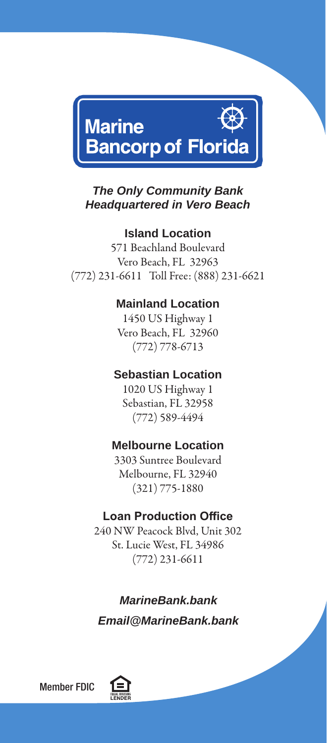# Marine Bancorp of Florida

***The Only Community Bank Headquartered in Vero Beach***

**Island Location**

571 Beachland Boulevard
Vero Beach, FL 32963
(772) 231-6611 Toll Free: (888) 231-6621

**Mainland Location**

1450 US Highway 1
Vero Beach, FL 32960
(772) 778-6713

**Sebastian Location**

1020 US Highway 1
Sebastian, FL 32958
(772) 589-4494

**Melbourne Location**

3303 Suntree Boulevard
Melbourne, FL 32940
(321) 775-1880

**Loan Production Office**

240 NW Peacock Blvd, Unit 302
St. Lucie West, FL 34986
(772) 231-6611

***MarineBank.bank***

***Email@MarineBank.bank***

Member FDIC

EQUAL HOUSING LENDER